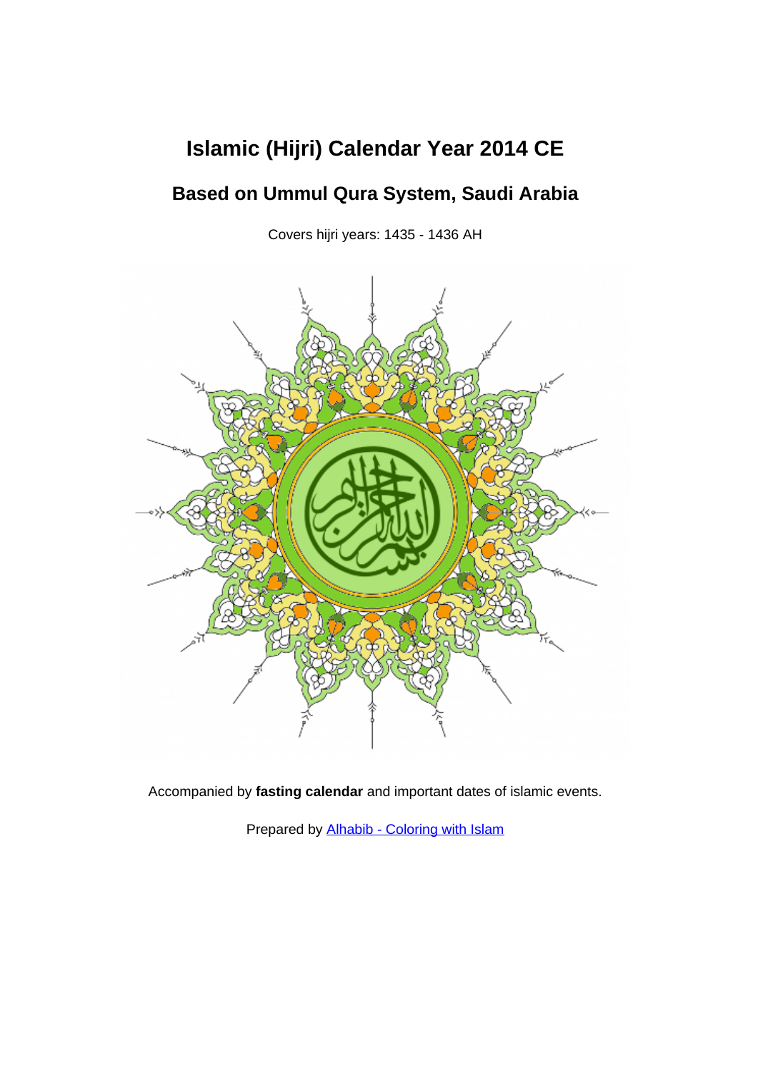# Islamic (Hijri) Calendar Year 2014 CE

## Based on Ummul Qura System, Saudi Arabia

Covers hijri years: 1435 - 1436 AH

Accompanied by **fasting calendar** and important dates of islamic events.

Prepared by [Alhabib - Coloring with Islam]()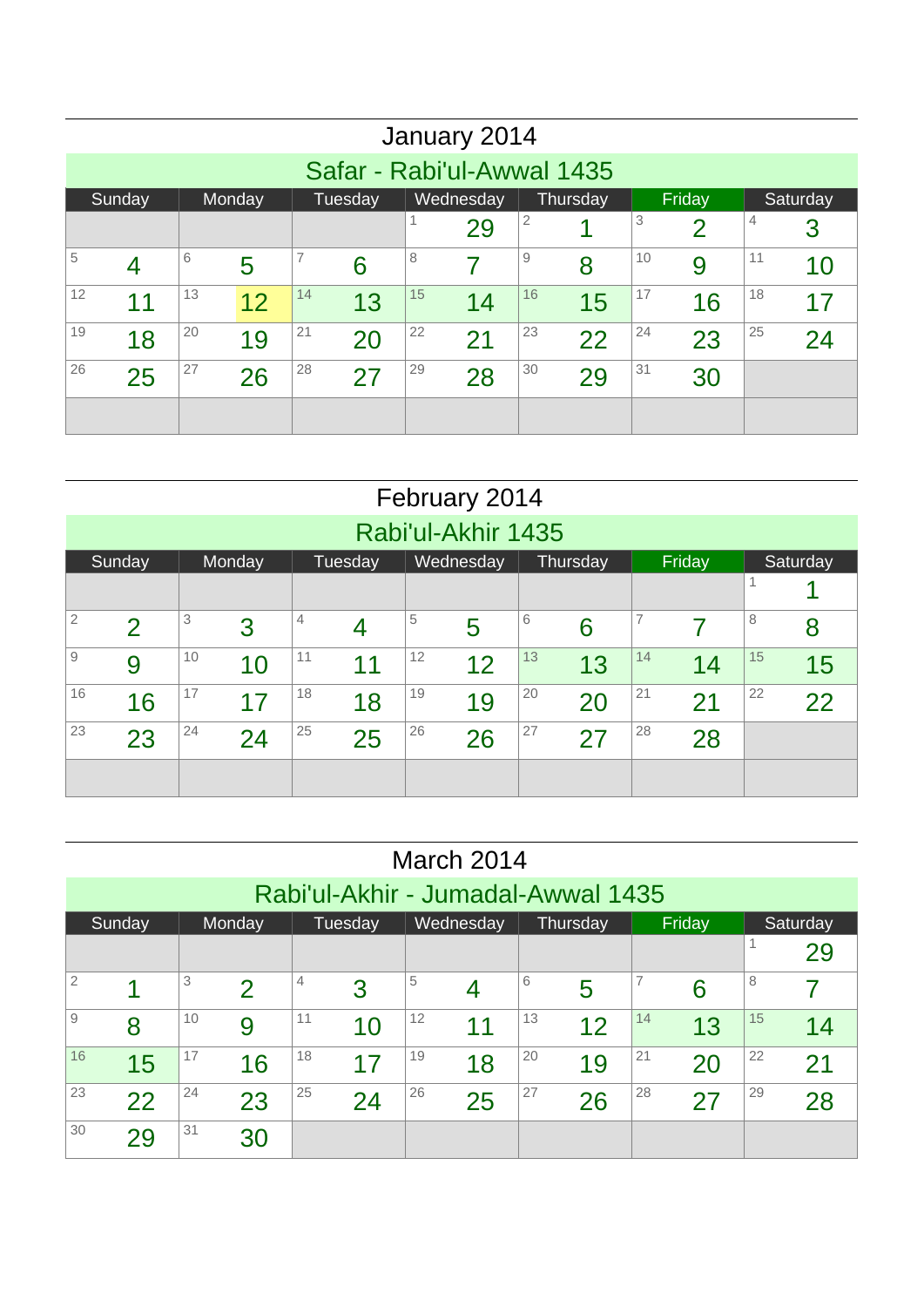## January 2014

### Safar - Rabi'ul-Awwal 1435

| Sunday | Monday | Tuesday | Wednesday | Thursday | Friday | Saturday |
|---|---|---|---|---|---|---|
| | | | 1 29 | 2 1 | 3 2 | 4 3 |
| 5 4 | 6 5 | 7 6 | 8 7 | 9 8 | 10 9 | 11 10 |
| 12 11 | 13 12 | 14 13 | 15 14 | 16 15 | 17 16 | 18 17 |
| 19 18 | 20 19 | 21 20 | 22 21 | 23 22 | 24 23 | 25 24 |
| 26 25 | 27 26 | 28 27 | 29 28 | 30 29 | 31 30 | |
| | | | | | | |

## February 2014

### Rabi'ul-Akhir 1435

| Sunday | Monday | Tuesday | Wednesday | Thursday | Friday | Saturday |
|---|---|---|---|---|---|---|
| | | | | | | 1 1 |
| 2 2 | 3 3 | 4 4 | 5 5 | 6 6 | 7 7 | 8 8 |
| 9 9 | 10 10 | 11 11 | 12 12 | 13 13 | 14 14 | 15 15 |
| 16 16 | 17 17 | 18 18 | 19 19 | 20 20 | 21 21 | 22 22 |
| 23 23 | 24 24 | 25 25 | 26 26 | 27 27 | 28 28 | |
| | | | | | | |

## March 2014

### Rabi'ul-Akhir - Jumadal-Awwal 1435

| Sunday | Monday | Tuesday | Wednesday | Thursday | Friday | Saturday |
|---|---|---|---|---|---|---|
| | | | | | | 1 29 |
| 2 1 | 3 2 | 4 3 | 5 4 | 6 5 | 7 6 | 8 7 |
| 9 8 | 10 9 | 11 10 | 12 11 | 13 12 | 14 13 | 15 14 |
| 16 15 | 17 16 | 18 17 | 19 18 | 20 19 | 21 20 | 22 21 |
| 23 22 | 24 23 | 25 24 | 26 25 | 27 26 | 28 27 | 29 28 |
| 30 29 | 31 30 | | | | | |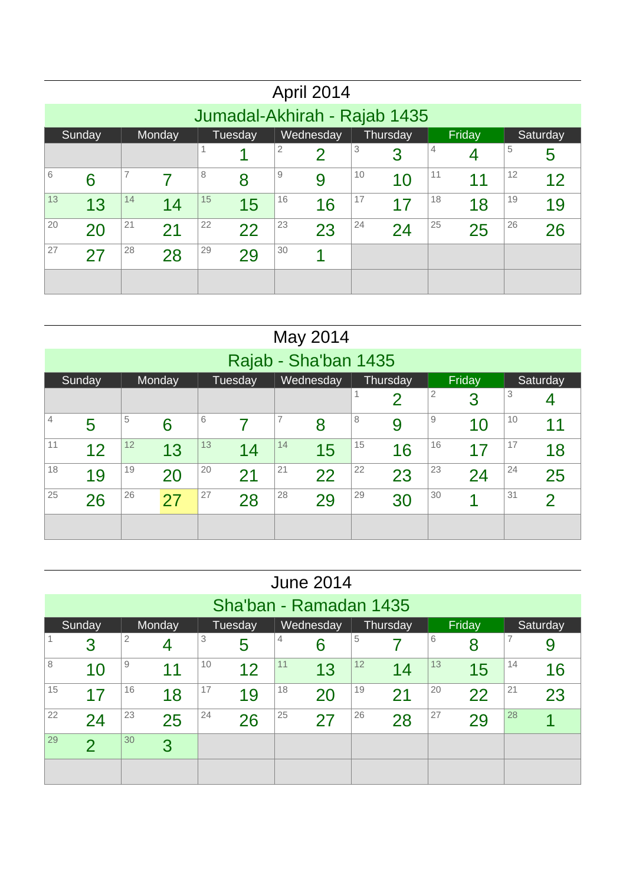## April 2014

### Jumadal-Akhirah - Rajab 1435

| Sunday | Monday | Tuesday | Wednesday | Thursday | Friday | Saturday |
|---|---|---|---|---|---|---|
| | | 1 1 | 2 2 | 3 3 | 4 4 | 5 5 |
| 6 6 | 7 7 | 8 8 | 9 9 | 10 10 | 11 11 | 12 12 |
| 13 13 | 14 14 | 15 15 | 16 16 | 17 17 | 18 18 | 19 19 |
| 20 20 | 21 21 | 22 22 | 23 23 | 24 24 | 25 25 | 26 26 |
| 27 27 | 28 28 | 29 29 | 30 1 | | | |
| | | | | | | |

## May 2014

### Rajab - Sha'ban 1435

| Sunday | Monday | Tuesday | Wednesday | Thursday | Friday | Saturday |
|---|---|---|---|---|---|---|
| | | | | 1 2 | 2 3 | 3 4 |
| 4 5 | 5 6 | 6 7 | 7 8 | 8 9 | 9 10 | 10 11 |
| 11 12 | 12 13 | 13 14 | 14 15 | 15 16 | 16 17 | 17 18 |
| 18 19 | 19 20 | 20 21 | 21 22 | 22 23 | 23 24 | 24 25 |
| 25 26 | 26 27 | 27 28 | 28 29 | 29 30 | 30 1 | 31 2 |
| | | | | | | |

## June 2014

### Sha'ban - Ramadan 1435

| Sunday | Monday | Tuesday | Wednesday | Thursday | Friday | Saturday |
|---|---|---|---|---|---|---|
| 1 3 | 2 4 | 3 5 | 4 6 | 5 7 | 6 8 | 7 9 |
| 8 10 | 9 11 | 10 12 | 11 13 | 12 14 | 13 15 | 14 16 |
| 15 17 | 16 18 | 17 19 | 18 20 | 19 21 | 20 22 | 21 23 |
| 22 24 | 23 25 | 24 26 | 25 27 | 26 28 | 27 29 | 28 1 |
| 29 2 | 30 3 | | | | | |
| | | | | | | |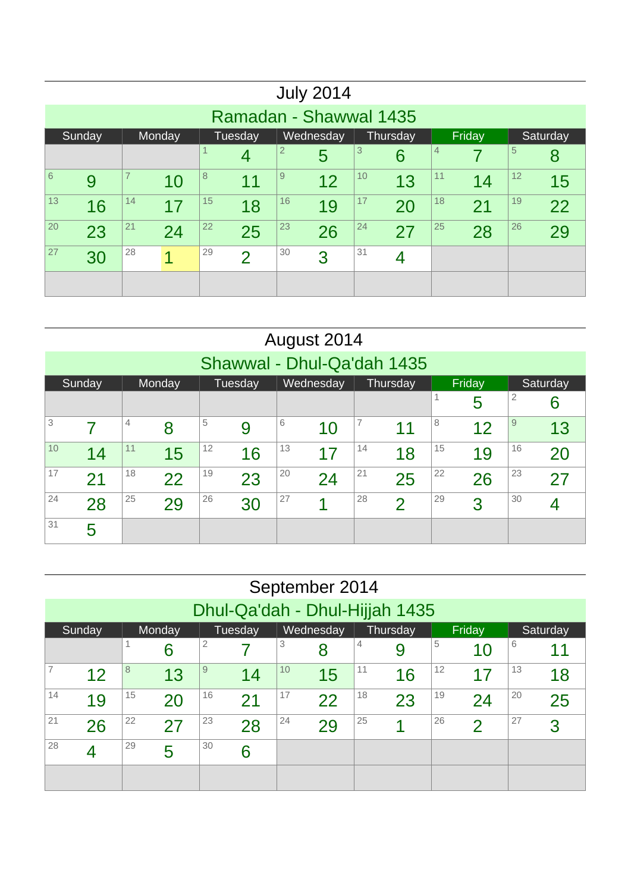## July 2014

### Ramadan - Shawwal 1435

| Sunday | Monday | Tuesday | Wednesday | Thursday | Friday | Saturday |
|---|---|---|---|---|---|---|
| | | 1 4 | 2 5 | 3 6 | 4 7 | 5 8 |
| 6 9 | 7 10 | 8 11 | 9 12 | 10 13 | 11 14 | 12 15 |
| 13 16 | 14 17 | 15 18 | 16 19 | 17 20 | 18 21 | 19 22 |
| 20 23 | 21 24 | 22 25 | 23 26 | 24 27 | 25 28 | 26 29 |
| 27 30 | 28 1 | 29 2 | 30 3 | 31 4 | | |

## August 2014

### Shawwal - Dhul-Qa'dah 1435

| Sunday | Monday | Tuesday | Wednesday | Thursday | Friday | Saturday |
|---|---|---|---|---|---|---|
| | | | | | 1 5 | 2 6 |
| 3 7 | 4 8 | 5 9 | 6 10 | 7 11 | 8 12 | 9 13 |
| 10 14 | 11 15 | 12 16 | 13 17 | 14 18 | 15 19 | 16 20 |
| 17 21 | 18 22 | 19 23 | 20 24 | 21 25 | 22 26 | 23 27 |
| 24 28 | 25 29 | 26 30 | 27 1 | 28 2 | 29 3 | 30 4 |
| 31 5 | | | | | | |

## September 2014

### Dhul-Qa'dah - Dhul-Hijjah 1435

| Sunday | Monday | Tuesday | Wednesday | Thursday | Friday | Saturday |
|---|---|---|---|---|---|---|
| | 1 6 | 2 7 | 3 8 | 4 9 | 5 10 | 6 11 |
| 7 12 | 8 13 | 9 14 | 10 15 | 11 16 | 12 17 | 13 18 |
| 14 19 | 15 20 | 16 21 | 17 22 | 18 23 | 19 24 | 20 25 |
| 21 26 | 22 27 | 23 28 | 24 29 | 25 1 | 26 2 | 27 3 |
| 28 4 | 29 5 | 30 6 | | | | |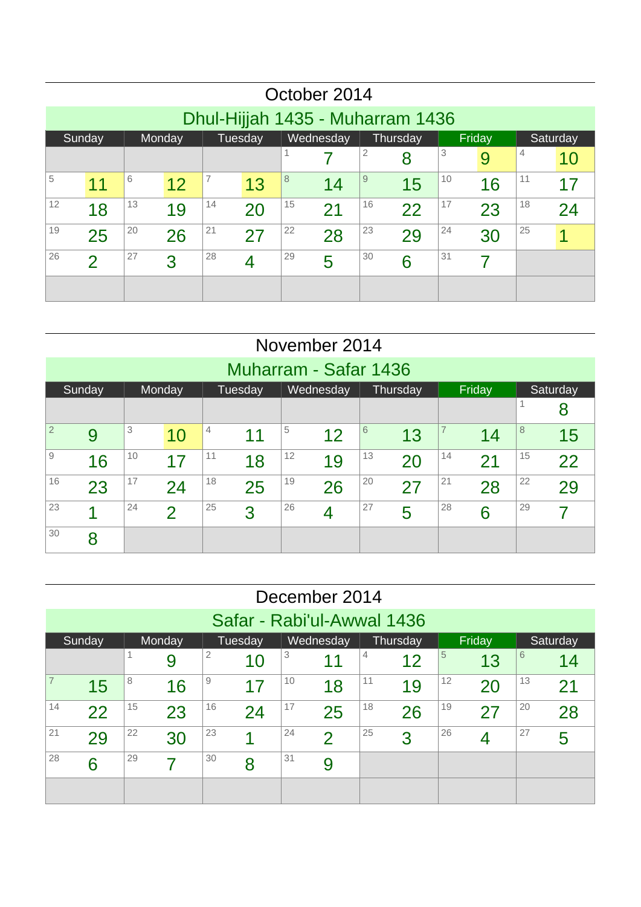## October 2014

### Dhul-Hijjah 1435 - Muharram 1436

| Sunday | Monday | Tuesday | Wednesday | Thursday | Friday | Saturday |
|---|---|---|---|---|---|---|
| | | | 1 7 | 2 8 | 3 9 | 4 10 |
| 5 11 | 6 12 | 7 13 | 8 14 | 9 15 | 10 16 | 11 17 |
| 12 18 | 13 19 | 14 20 | 15 21 | 16 22 | 17 23 | 18 24 |
| 19 25 | 20 26 | 21 27 | 22 28 | 23 29 | 24 30 | 25 1 |
| 26 2 | 27 3 | 28 4 | 29 5 | 30 6 | 31 7 | |
| | | | | | | |

## November 2014

### Muharram - Safar 1436

| Sunday | Monday | Tuesday | Wednesday | Thursday | Friday | Saturday |
|---|---|---|---|---|---|---|
| | | | | | | 1 8 |
| 2 9 | 3 10 | 4 11 | 5 12 | 6 13 | 7 14 | 8 15 |
| 9 16 | 10 17 | 11 18 | 12 19 | 13 20 | 14 21 | 15 22 |
| 16 23 | 17 24 | 18 25 | 19 26 | 20 27 | 21 28 | 22 29 |
| 23 1 | 24 2 | 25 3 | 26 4 | 27 5 | 28 6 | 29 7 |
| 30 8 | | | | | | |

## December 2014

### Safar - Rabi'ul-Awwal 1436

| Sunday | Monday | Tuesday | Wednesday | Thursday | Friday | Saturday |
|---|---|---|---|---|---|---|
| | 1 9 | 2 10 | 3 11 | 4 12 | 5 13 | 6 14 |
| 7 15 | 8 16 | 9 17 | 10 18 | 11 19 | 12 20 | 13 21 |
| 14 22 | 15 23 | 16 24 | 17 25 | 18 26 | 19 27 | 20 28 |
| 21 29 | 22 30 | 23 1 | 24 2 | 25 3 | 26 4 | 27 5 |
| 28 6 | 29 7 | 30 8 | 31 9 | | | |
| | | | | | | |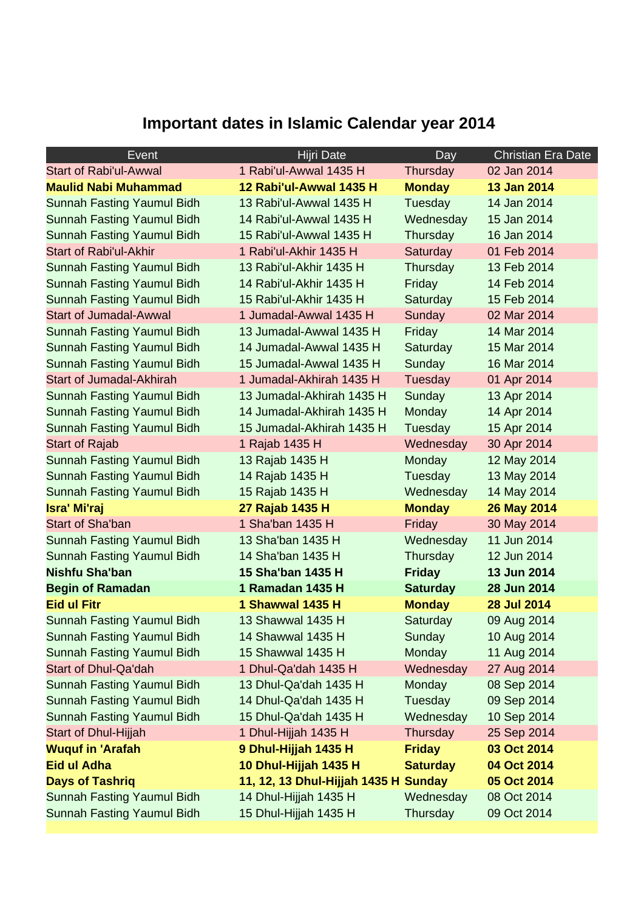# Important dates in Islamic Calendar year 2014

| Event | Hijri Date | Day | Christian Era Date |
|---|---|---|---|
| Start of Rabi'ul-Awwal | 1 Rabi'ul-Awwal 1435 H | Thursday | 02 Jan 2014 |
| **Maulid Nabi Muhammad** | **12 Rabi'ul-Awwal 1435 H** | **Monday** | **13 Jan 2014** |
| Sunnah Fasting Yaumul Bidh | 13 Rabi'ul-Awwal 1435 H | Tuesday | 14 Jan 2014 |
| Sunnah Fasting Yaumul Bidh | 14 Rabi'ul-Awwal 1435 H | Wednesday | 15 Jan 2014 |
| Sunnah Fasting Yaumul Bidh | 15 Rabi'ul-Awwal 1435 H | Thursday | 16 Jan 2014 |
| Start of Rabi'ul-Akhir | 1 Rabi'ul-Akhir 1435 H | Saturday | 01 Feb 2014 |
| Sunnah Fasting Yaumul Bidh | 13 Rabi'ul-Akhir 1435 H | Thursday | 13 Feb 2014 |
| Sunnah Fasting Yaumul Bidh | 14 Rabi'ul-Akhir 1435 H | Friday | 14 Feb 2014 |
| Sunnah Fasting Yaumul Bidh | 15 Rabi'ul-Akhir 1435 H | Saturday | 15 Feb 2014 |
| Start of Jumadal-Awwal | 1 Jumadal-Awwal 1435 H | Sunday | 02 Mar 2014 |
| Sunnah Fasting Yaumul Bidh | 13 Jumadal-Awwal 1435 H | Friday | 14 Mar 2014 |
| Sunnah Fasting Yaumul Bidh | 14 Jumadal-Awwal 1435 H | Saturday | 15 Mar 2014 |
| Sunnah Fasting Yaumul Bidh | 15 Jumadal-Awwal 1435 H | Sunday | 16 Mar 2014 |
| Start of Jumadal-Akhirah | 1 Jumadal-Akhirah 1435 H | Tuesday | 01 Apr 2014 |
| Sunnah Fasting Yaumul Bidh | 13 Jumadal-Akhirah 1435 H | Sunday | 13 Apr 2014 |
| Sunnah Fasting Yaumul Bidh | 14 Jumadal-Akhirah 1435 H | Monday | 14 Apr 2014 |
| Sunnah Fasting Yaumul Bidh | 15 Jumadal-Akhirah 1435 H | Tuesday | 15 Apr 2014 |
| Start of Rajab | 1 Rajab 1435 H | Wednesday | 30 Apr 2014 |
| Sunnah Fasting Yaumul Bidh | 13 Rajab 1435 H | Monday | 12 May 2014 |
| Sunnah Fasting Yaumul Bidh | 14 Rajab 1435 H | Tuesday | 13 May 2014 |
| Sunnah Fasting Yaumul Bidh | 15 Rajab 1435 H | Wednesday | 14 May 2014 |
| **Isra' Mi'raj** | **27 Rajab 1435 H** | **Monday** | **26 May 2014** |
| Start of Sha'ban | 1 Sha'ban 1435 H | Friday | 30 May 2014 |
| Sunnah Fasting Yaumul Bidh | 13 Sha'ban 1435 H | Wednesday | 11 Jun 2014 |
| Sunnah Fasting Yaumul Bidh | 14 Sha'ban 1435 H | Thursday | 12 Jun 2014 |
| **Nishfu Sha'ban** | **15 Sha'ban 1435 H** | **Friday** | **13 Jun 2014** |
| **Begin of Ramadan** | **1 Ramadan 1435 H** | **Saturday** | **28 Jun 2014** |
| **Eid ul Fitr** | **1 Shawwal 1435 H** | **Monday** | **28 Jul 2014** |
| Sunnah Fasting Yaumul Bidh | 13 Shawwal 1435 H | Saturday | 09 Aug 2014 |
| Sunnah Fasting Yaumul Bidh | 14 Shawwal 1435 H | Sunday | 10 Aug 2014 |
| Sunnah Fasting Yaumul Bidh | 15 Shawwal 1435 H | Monday | 11 Aug 2014 |
| Start of Dhul-Qa'dah | 1 Dhul-Qa'dah 1435 H | Wednesday | 27 Aug 2014 |
| Sunnah Fasting Yaumul Bidh | 13 Dhul-Qa'dah 1435 H | Monday | 08 Sep 2014 |
| Sunnah Fasting Yaumul Bidh | 14 Dhul-Qa'dah 1435 H | Tuesday | 09 Sep 2014 |
| Sunnah Fasting Yaumul Bidh | 15 Dhul-Qa'dah 1435 H | Wednesday | 10 Sep 2014 |
| Start of Dhul-Hijjah | 1 Dhul-Hijjah 1435 H | Thursday | 25 Sep 2014 |
| **Wuquf in 'Arafah** | **9 Dhul-Hijjah 1435 H** | **Friday** | **03 Oct 2014** |
| **Eid ul Adha** | **10 Dhul-Hijjah 1435 H** | **Saturday** | **04 Oct 2014** |
| **Days of Tashriq** | **11, 12, 13 Dhul-Hijjah 1435 H** | **Sunday** | **05 Oct 2014** |
| Sunnah Fasting Yaumul Bidh | 14 Dhul-Hijjah 1435 H | Wednesday | 08 Oct 2014 |
| Sunnah Fasting Yaumul Bidh | 15 Dhul-Hijjah 1435 H | Thursday | 09 Oct 2014 |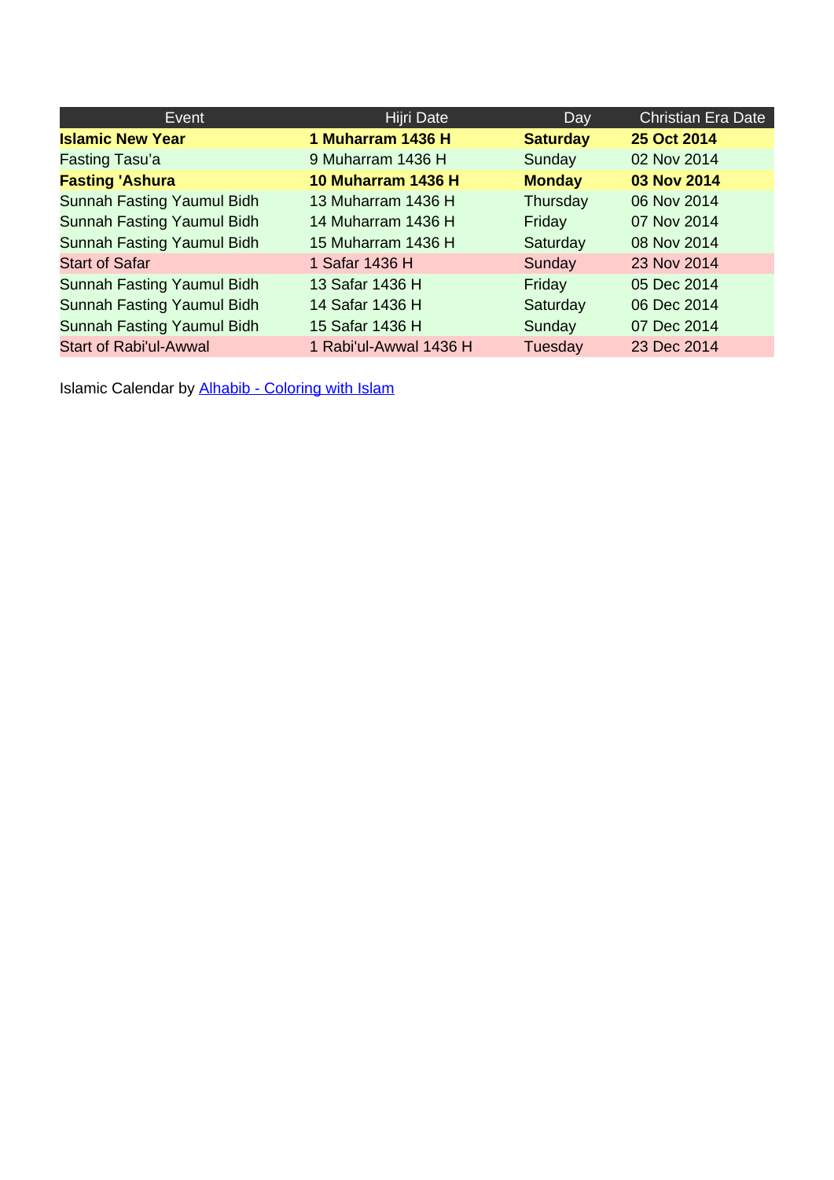| Event | Hijri Date | Day | Christian Era Date |
|---|---|---|---|
| **Islamic New Year** | **1 Muharram 1436 H** | **Saturday** | **25 Oct 2014** |
| Fasting Tasu'a | 9 Muharram 1436 H | Sunday | 02 Nov 2014 |
| **Fasting 'Ashura** | **10 Muharram 1436 H** | **Monday** | **03 Nov 2014** |
| Sunnah Fasting Yaumul Bidh | 13 Muharram 1436 H | Thursday | 06 Nov 2014 |
| Sunnah Fasting Yaumul Bidh | 14 Muharram 1436 H | Friday | 07 Nov 2014 |
| Sunnah Fasting Yaumul Bidh | 15 Muharram 1436 H | Saturday | 08 Nov 2014 |
| Start of Safar | 1 Safar 1436 H | Sunday | 23 Nov 2014 |
| Sunnah Fasting Yaumul Bidh | 13 Safar 1436 H | Friday | 05 Dec 2014 |
| Sunnah Fasting Yaumul Bidh | 14 Safar 1436 H | Saturday | 06 Dec 2014 |
| Sunnah Fasting Yaumul Bidh | 15 Safar 1436 H | Sunday | 07 Dec 2014 |
| Start of Rabi'ul-Awwal | 1 Rabi'ul-Awwal 1436 H | Tuesday | 23 Dec 2014 |

Islamic Calendar by Alhabib - Coloring with Islam